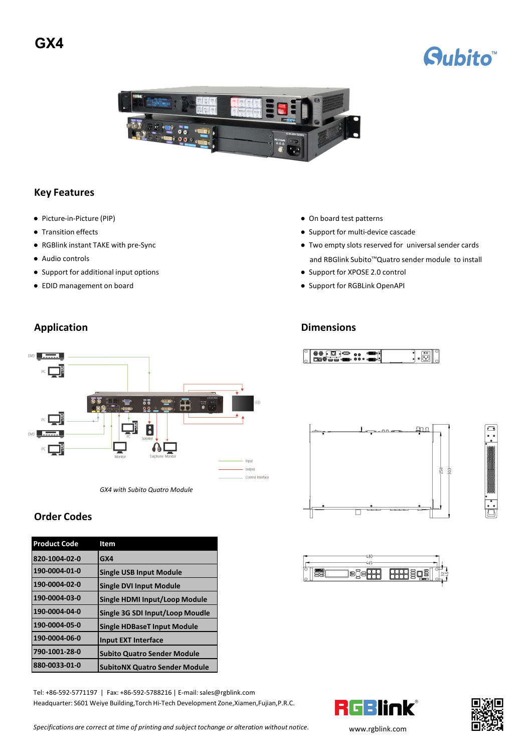# GX4

## Key Features

- Picture-in-Picture (PIP)
- Transition effects
- RGBlink instant TAKE with pre-Sync
- Audio controls
- Support for additional input options
- EDID management on board
- On board test patterns
- Support for multi-device cascade
- Two empty slots reserved for universal sender cards and RBGlink Subito™Quatro sender module to install
- Support for XPOSE 2.0 control
- Support for RGBLink OpenAPI

## Application

*GX4 with Subito Quatro Module*

## Dimensions

## Order Codes

| Product Code | Item |
|---|---|
| 820-1004-02-0 | GX4 |
| 190-0004-01-0 | Single USB Input Module |
| 190-0004-02-0 | Single DVI Input Module |
| 190-0004-03-0 | Single HDMI Input/Loop Module |
| 190-0004-04-0 | Single 3G SDI Input/Loop Moudle |
| 190-0004-05-0 | Single HDBaseT Input Module |
| 190-0004-06-0 | Input EXT Interface |
| 790-1001-28-0 | Subito Quatro Sender Module |
| 880-0033-01-0 | SubitoNX Quatro Sender Module |

Tel: +86-592-5771197 | Fax: +86-592-5788216 | E-mail: sales@rgblink.com
Headquarter: S601 Weiye Building,Torch Hi-Tech Development Zone,Xiamen,Fujian,P.R.C.

*Specifications are correct at time of printing and subject tochange or alteration without notice.*

www.rgblink.com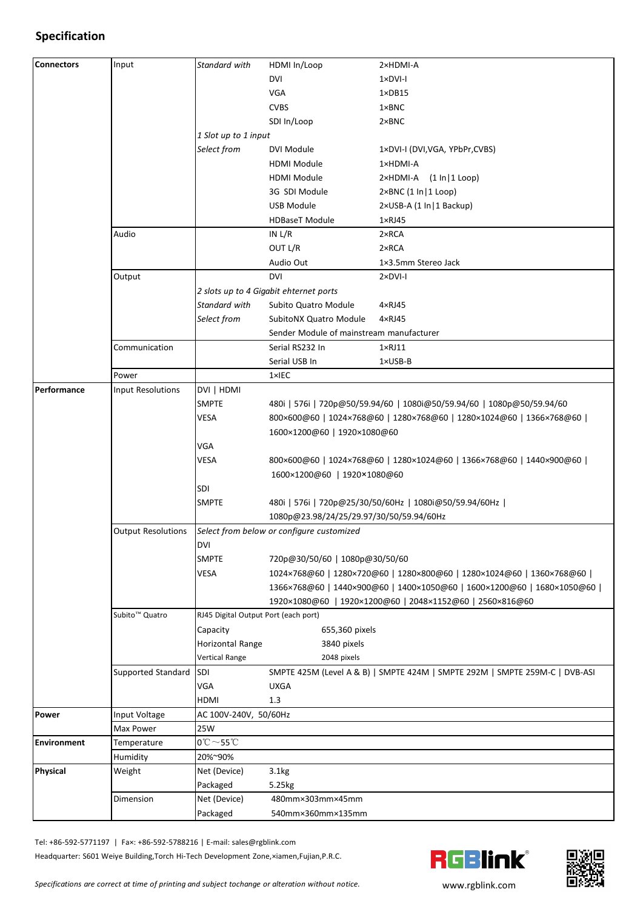## Specification

| | | | | |
|---|---|---|---|---|
| **Connectors** | Input | *Standard with* | HDMI In/Loop | 2×HDMI-A |
| | | | DVI | 1×DVI-I |
| | | | VGA | 1×DB15 |
| | | | CVBS | 1×BNC |
| | | | SDI In/Loop | 2×BNC |
| | | *1 Slot up to 1 input* | | |
| | | *Select from* | DVI Module | 1×DVI-I (DVI,VGA, YPbPr,CVBS) |
| | | | HDMI Module | 1×HDMI-A |
| | | | HDMI Module | 2×HDMI-A (1 In\|1 Loop) |
| | | | 3G SDI Module | 2×BNC (1 In\|1 Loop) |
| | | | USB Module | 2×USB-A (1 In\|1 Backup) |
| | | | HDBaseT Module | 1×RJ45 |
| | Audio | | IN L/R | 2×RCA |
| | | | OUT L/R | 2×RCA |
| | | | Audio Out | 1×3.5mm Stereo Jack |
| | Output | | DVI | 2×DVI-I |
| | | *2 slots up to 4 Gigabit ehternet ports* | | |
| | | *Standard with* | Subito Quatro Module | 4×RJ45 |
| | | *Select from* | SubitoNX Quatro Module | 4×RJ45 |
| | | | Sender Module of mainstream manufacturer | |
| | Communication | | Serial RS232 In | 1×RJ11 |
| | | | Serial USB In | 1×USB-B |
| | Power | | 1×IEC | |
| **Performance** | Input Resolutions | DVI \| HDMI | | |
| | | SMPTE | 480i \| 576i \| 720p@50/59.94/60 \| 1080i@50/59.94/60 \| 1080p@50/59.94/60 | |
| | | VESA | 800×600@60 \| 1024×768@60 \| 1280×768@60 \| 1280×1024@60 \| 1366×768@60 \| 1600×1200@60 \| 1920×1080@60 | |
| | | VGA | | |
| | | VESA | 800×600@60 \| 1024×768@60 \| 1280×1024@60 \| 1366×768@60 \| 1440×900@60 \| 1600×1200@60 \| 1920×1080@60 | |
| | | SDI | | |
| | | SMPTE | 480i \| 576i \| 720p@25/30/50/60Hz \| 1080i@50/59.94/60Hz \| 1080p@23.98/24/25/29.97/30/50/59.94/60Hz | |
| | Output Resolutions | *Select from below or configure customized* | | |
| | | DVI | | |
| | | SMPTE | 720p@30/50/60 \| 1080p@30/50/60 | |
| | | VESA | 1024×768@60 \| 1280×720@60 \| 1280×800@60 \| 1280×1024@60 \| 1360×768@60 \| 1366×768@60 \| 1440×900@60 \| 1400×1050@60 \| 1600×1200@60 \| 1680×1050@60 \| 1920×1080@60 \| 1920×1200@60 \| 2048×1152@60 \| 2560×816@60 | |
| | Subito™ Quatro | RJ45 Digital Output Port (each port) | | |
| | | Capacity | 655,360 pixels | |
| | | Horizontal Range | 3840 pixels | |
| | | Vertical Range | 2048 pixels | |
| | Supported Standard | SDI | SMPTE 425M (Level A & B) \| SMPTE 424M \| SMPTE 292M \| SMPTE 259M-C \| DVB-ASI | |
| | | VGA | UXGA | |
| | | HDMI | 1.3 | |
| **Power** | Input Voltage | AC 100V-240V, 50/60Hz | | |
| | Max Power | 25W | | |
| **Environment** | Temperature | 0℃～55℃ | | |
| | Humidity | 20%~90% | | |
| **Physical** | Weight | Net (Device) | 3.1kg | |
| | | Packaged | 5.25kg | |
| | Dimension | Net (Device) | 480mm×303mm×45mm | |
| | | Packaged | 540mm×360mm×135mm | |

Tel: +86-592-5771197 | Fax: +86-592-5788216 | E-mail: sales@rgblink.com

Headquarter: S601 Weiye Building,Torch Hi-Tech Development Zone,xiamen,Fujian,P.R.C.

*Specifications are correct at time of printing and subject tochange or alteration without notice.*

RGBlink®

www.rgblink.com